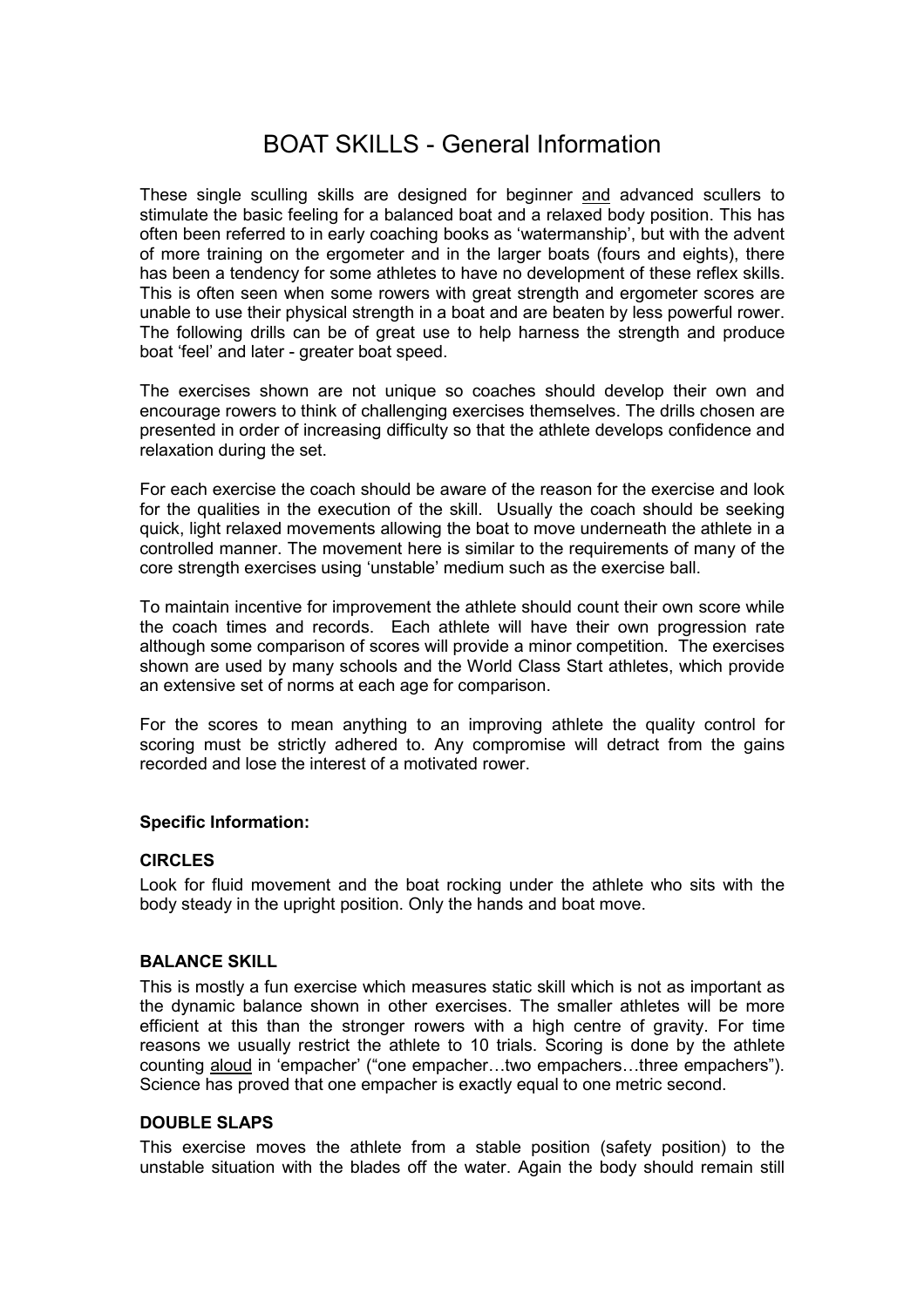# BOAT SKILLS - General Information

These single sculling skills are designed for beginner <u>and</u> advanced scullers to stimulate the basic feeling for a balanced boat and a relaxed body position. This has often been referred to in early coaching books as 'watermanship', but with the advent of more training on the ergometer and in the larger boats (fours and eights), there has been a tendency for some athletes to have no development of these reflex skills. This is often seen when some rowers with great strength and ergometer scores are unable to use their physical strength in a boat and are beaten by less powerful rower. The following drills can be of great use to help harness the strength and produce boat 'feel' and later - greater boat speed.

The exercises shown are not unique so coaches should develop their own and encourage rowers to think of challenging exercises themselves. The drills chosen are presented in order of increasing difficulty so that the athlete develops confidence and relaxation during the set.

For each exercise the coach should be aware of the reason for the exercise and look for the qualities in the execution of the skill. Usually the coach should be seeking quick, light relaxed movements allowing the boat to move underneath the athlete in a controlled manner. The movement here is similar to the requirements of many of the core strength exercises using 'unstable' medium such as the exercise ball.

To maintain incentive for improvement the athlete should count their own score while the coach times and records. Each athlete will have their own progression rate although some comparison of scores will provide a minor competition. The exercises shown are used by many schools and the World Class Start athletes, which provide an extensive set of norms at each age for comparison.

For the scores to mean anything to an improving athlete the quality control for scoring must be strictly adhered to. Any compromise will detract from the gains recorded and lose the interest of a motivated rower.

**Specific Information:**

**CIRCLES**

Look for fluid movement and the boat rocking under the athlete who sits with the body steady in the upright position. Only the hands and boat move.

**BALANCE SKILL**

This is mostly a fun exercise which measures static skill which is not as important as the dynamic balance shown in other exercises. The smaller athletes will be more efficient at this than the stronger rowers with a high centre of gravity. For time reasons we usually restrict the athlete to 10 trials. Scoring is done by the athlete counting <u>aloud</u> in 'empacher' ("one empacher…two empachers…three empachers"). Science has proved that one empacher is exactly equal to one metric second.

**DOUBLE SLAPS**

This exercise moves the athlete from a stable position (safety position) to the unstable situation with the blades off the water. Again the body should remain still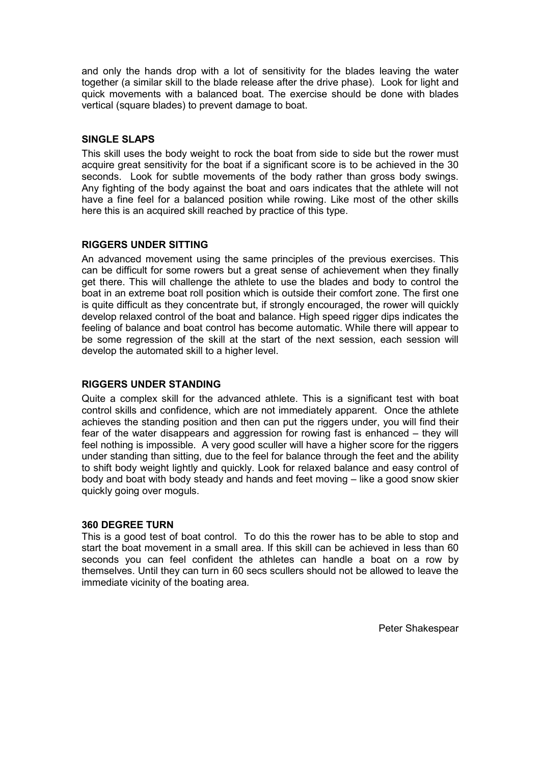and only the hands drop with a lot of sensitivity for the blades leaving the water together (a similar skill to the blade release after the drive phase). Look for light and quick movements with a balanced boat. The exercise should be done with blades vertical (square blades) to prevent damage to boat.

### SINGLE SLAPS

This skill uses the body weight to rock the boat from side to side but the rower must acquire great sensitivity for the boat if a significant score is to be achieved in the 30 seconds. Look for subtle movements of the body rather than gross body swings. Any fighting of the body against the boat and oars indicates that the athlete will not have a fine feel for a balanced position while rowing. Like most of the other skills here this is an acquired skill reached by practice of this type.

### RIGGERS UNDER SITTING

An advanced movement using the same principles of the previous exercises. This can be difficult for some rowers but a great sense of achievement when they finally get there. This will challenge the athlete to use the blades and body to control the boat in an extreme boat roll position which is outside their comfort zone. The first one is quite difficult as they concentrate but, if strongly encouraged, the rower will quickly develop relaxed control of the boat and balance. High speed rigger dips indicates the feeling of balance and boat control has become automatic. While there will appear to be some regression of the skill at the start of the next session, each session will develop the automated skill to a higher level.

### RIGGERS UNDER STANDING

Quite a complex skill for the advanced athlete. This is a significant test with boat control skills and confidence, which are not immediately apparent. Once the athlete achieves the standing position and then can put the riggers under, you will find their fear of the water disappears and aggression for rowing fast is enhanced – they will feel nothing is impossible. A very good sculler will have a higher score for the riggers under standing than sitting, due to the feel for balance through the feet and the ability to shift body weight lightly and quickly. Look for relaxed balance and easy control of body and boat with body steady and hands and feet moving – like a good snow skier quickly going over moguls.

### 360 DEGREE TURN

This is a good test of boat control. To do this the rower has to be able to stop and start the boat movement in a small area. If this skill can be achieved in less than 60 seconds you can feel confident the athletes can handle a boat on a row by themselves. Until they can turn in 60 secs scullers should not be allowed to leave the immediate vicinity of the boating area.

Peter Shakespear